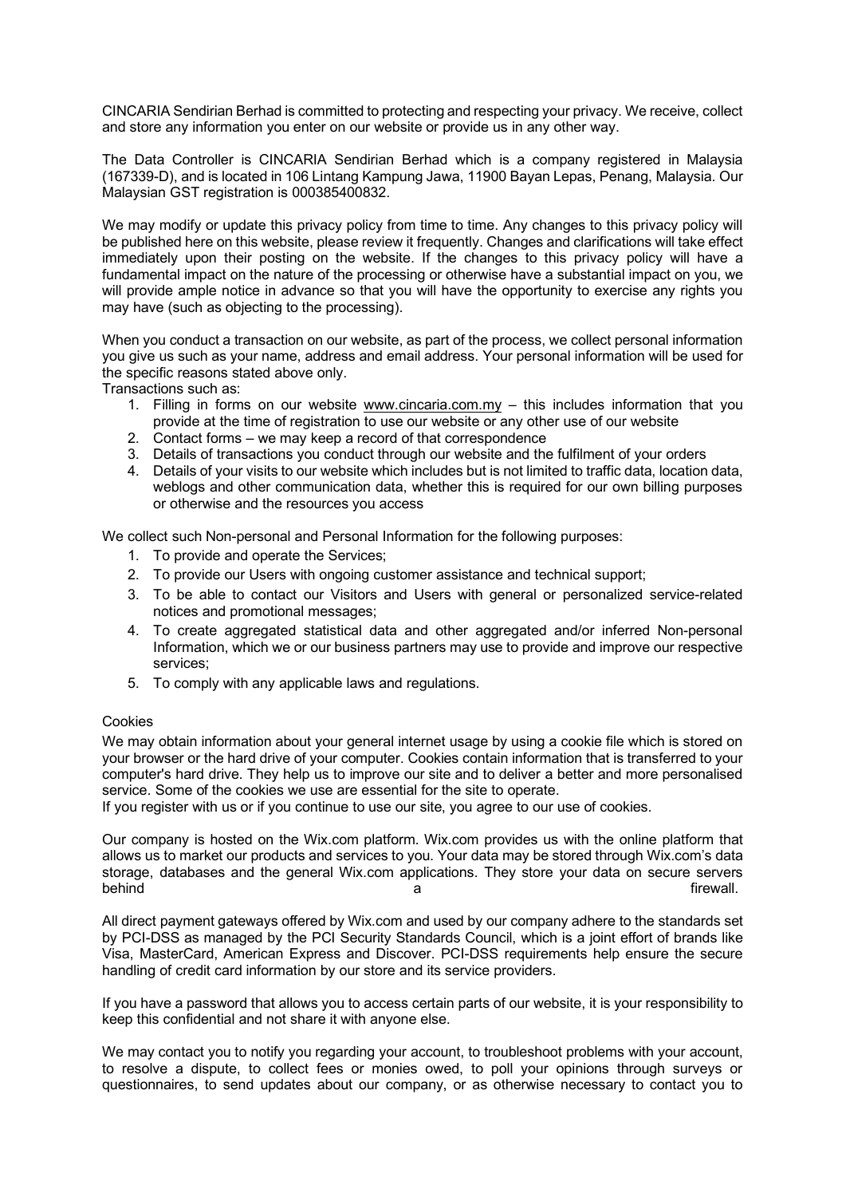CINCARIA Sendirian Berhad is committed to protecting and respecting your privacy. We receive, collect and store any information you enter on our website or provide us in any other way.

The Data Controller is CINCARIA Sendirian Berhad which is a company registered in Malaysia (167339-D), and is located in 106 Lintang Kampung Jawa, 11900 Bayan Lepas, Penang, Malaysia. Our Malaysian GST registration is 000385400832.

We may modify or update this privacy policy from time to time. Any changes to this privacy policy will be published here on this website, please review it frequently. Changes and clarifications will take effect immediately upon their posting on the website. If the changes to this privacy policy will have a fundamental impact on the nature of the processing or otherwise have a substantial impact on you, we will provide ample notice in advance so that you will have the opportunity to exercise any rights you may have (such as objecting to the processing).

When you conduct a transaction on our website, as part of the process, we collect personal information you give us such as your name, address and email address. Your personal information will be used for the specific reasons stated above only.

Transactions such as:

1. Filling in forms on our website www.cincaria.com.my – this includes information that you provide at the time of registration to use our website or any other use of our website
2. Contact forms – we may keep a record of that correspondence
3. Details of transactions you conduct through our website and the fulfilment of your orders
4. Details of your visits to our website which includes but is not limited to traffic data, location data, weblogs and other communication data, whether this is required for our own billing purposes or otherwise and the resources you access

We collect such Non-personal and Personal Information for the following purposes:

1. To provide and operate the Services;
2. To provide our Users with ongoing customer assistance and technical support;
3. To be able to contact our Visitors and Users with general or personalized service-related notices and promotional messages;
4. To create aggregated statistical data and other aggregated and/or inferred Non-personal Information, which we or our business partners may use to provide and improve our respective services;
5. To comply with any applicable laws and regulations.

Cookies

We may obtain information about your general internet usage by using a cookie file which is stored on your browser or the hard drive of your computer. Cookies contain information that is transferred to your computer's hard drive. They help us to improve our site and to deliver a better and more personalised service. Some of the cookies we use are essential for the site to operate.

If you register with us or if you continue to use our site, you agree to our use of cookies.

Our company is hosted on the Wix.com platform. Wix.com provides us with the online platform that allows us to market our products and services to you. Your data may be stored through Wix.com's data storage, databases and the general Wix.com applications. They store your data on secure servers behind a firewall.

All direct payment gateways offered by Wix.com and used by our company adhere to the standards set by PCI-DSS as managed by the PCI Security Standards Council, which is a joint effort of brands like Visa, MasterCard, American Express and Discover. PCI-DSS requirements help ensure the secure handling of credit card information by our store and its service providers.

If you have a password that allows you to access certain parts of our website, it is your responsibility to keep this confidential and not share it with anyone else.

We may contact you to notify you regarding your account, to troubleshoot problems with your account, to resolve a dispute, to collect fees or monies owed, to poll your opinions through surveys or questionnaires, to send updates about our company, or as otherwise necessary to contact you to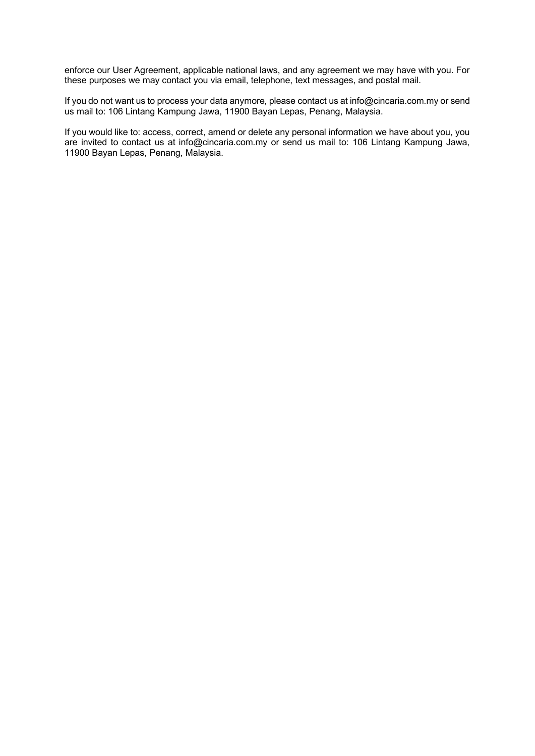enforce our User Agreement, applicable national laws, and any agreement we may have with you. For these purposes we may contact you via email, telephone, text messages, and postal mail.

If you do not want us to process your data anymore, please contact us at info@cincaria.com.my or send us mail to: 106 Lintang Kampung Jawa, 11900 Bayan Lepas, Penang, Malaysia.

If you would like to: access, correct, amend or delete any personal information we have about you, you are invited to contact us at info@cincaria.com.my or send us mail to: 106 Lintang Kampung Jawa, 11900 Bayan Lepas, Penang, Malaysia.